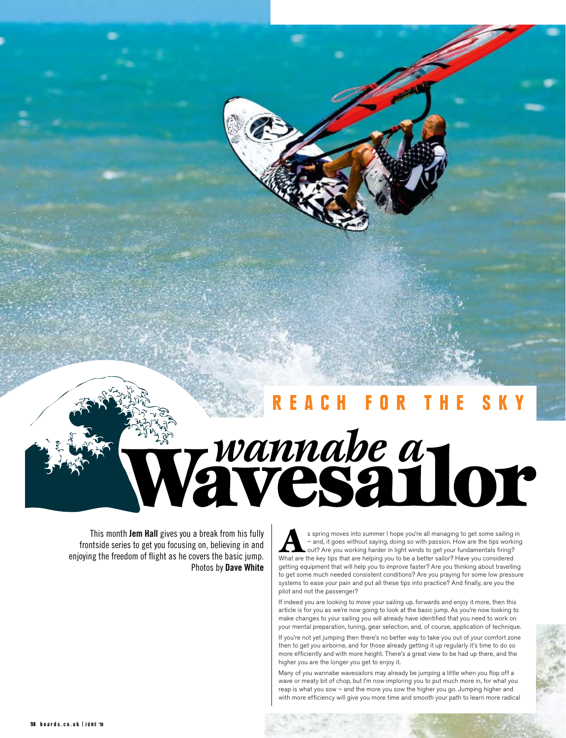REACH FOR THE SKY

# *wannabe a* Wavesailor

This month **Jem Hall** gives you a break from his fully frontside series to get you focusing on, believing in and enjoying the freedom of flight as he covers the basic jump. Photos by **Dave White**

As spring moves into summer I hope you're all managing to get some sailing in – and, it goes without saying, doing so with passion. How are the tips working out? Are you working harder in light winds to get your fundamentals firing? What are the key tips that are helping you to be a better sailor? Have you considered getting equipment that will help you to improve faster? Are you thinking about travelling to get some much needed consistent conditions? Are you praying for some low pressure systems to ease your pain and put all these tips into practice? And finally, are you the pilot and not the passenger?

If indeed you are looking to move your sailing up, forwards and enjoy it more, then this article is for you as we're now going to look at the basic jump. As you're now looking to make changes to your sailing you will already have identified that you need to work on your mental preparation, tuning, gear selection, and, of course, application of technique.

If you're not yet jumping then there's no better way to take you out of your comfort zone then to get you airborne, and for those already getting it up regularly it's time to do so more efficiently and with more height. There's a great view to be had up there, and the higher you are the longer you get to enjoy it.

Many of you wannabe wavesailors may already be jumping a little when you flop off a wave or meaty bit of chop, but I'm now imploring you to put much more in, for what you reap is what you sow – and the more you sow the higher you go. Jumping higher and with more efficiency will give you more time and smooth your path to learn more radical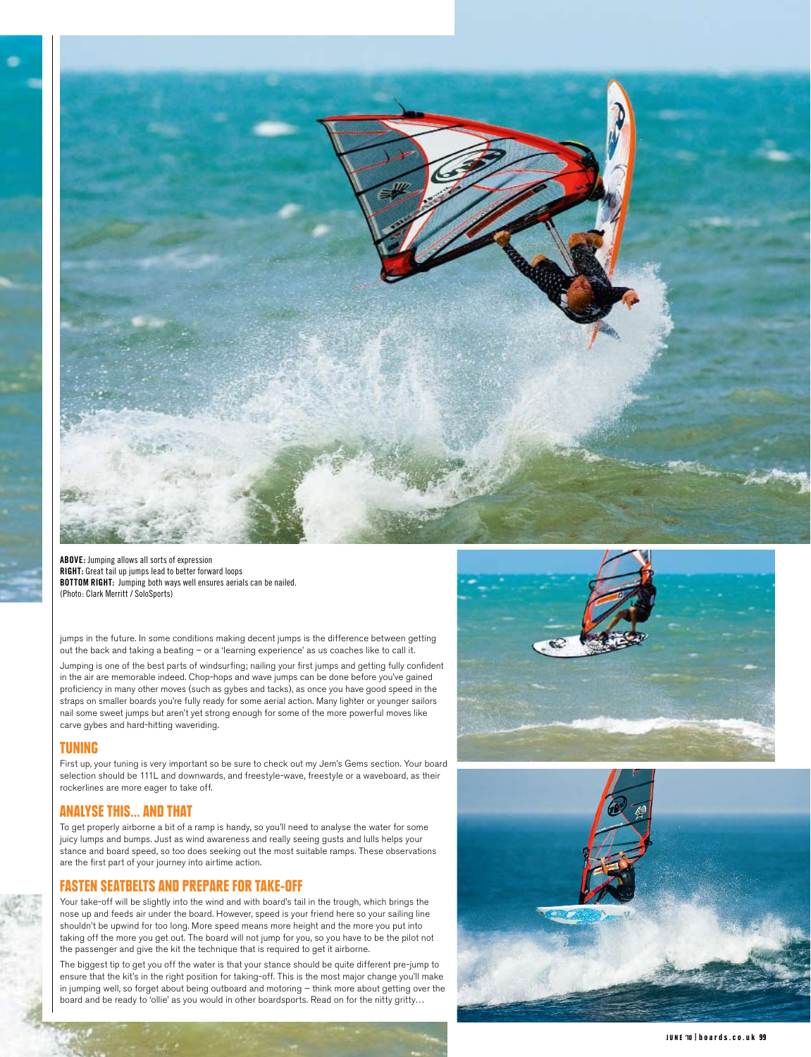**ABOVE:** Jumping allows all sorts of expression
**RIGHT:** Great tail up jumps lead to better forward loops
**BOTTOM RIGHT:** Jumping both ways well ensures aerials can be nailed.
(Photo: Clark Merritt / SoloSports)

jumps in the future. In some conditions making decent jumps is the difference between getting out the back and taking a beating – or a 'learning experience' as us coaches like to call it.

Jumping is one of the best parts of windsurfing; nailing your first jumps and getting fully confident in the air are memorable indeed. Chop-hops and wave jumps can be done before you've gained proficiency in many other moves (such as gybes and tacks), as once you have good speed in the straps on smaller boards you're fully ready for some aerial action. Many lighter or younger sailors nail some sweet jumps but aren't yet strong enough for some of the more powerful moves like carve gybes and hard-hitting waveriding.

## TUNING

First up, your tuning is very important so be sure to check out my Jem's Gems section. Your board selection should be 111L and downwards, and freestyle-wave, freestyle or a waveboard, as their rockerlines are more eager to take off.

## ANALYSE THIS... AND THAT

To get properly airborne a bit of a ramp is handy, so you'll need to analyse the water for some juicy lumps and bumps. Just as wind awareness and really seeing gusts and lulls helps your stance and board speed, so too does seeking out the most suitable ramps. These observations are the first part of your journey into airtime action.

## FASTEN SEATBELTS AND PREPARE FOR TAKE-OFF

Your take-off will be slightly into the wind and with board's tail in the trough, which brings the nose up and feeds air under the board. However, speed is your friend here so your sailing line shouldn't be upwind for too long. More speed means more height and the more you put into taking off the more you get out. The board will not jump for you, so you have to be the pilot not the passenger and give the kit the technique that is required to get it airborne.

The biggest tip to get you off the water is that your stance should be quite different pre-jump to ensure that the kit's in the right position for taking-off. This is the most major change you'll make in jumping well, so forget about being outboard and motoring – think more about getting over the board and be ready to 'ollie' as you would in other boardsports. Read on for the nitty gritty…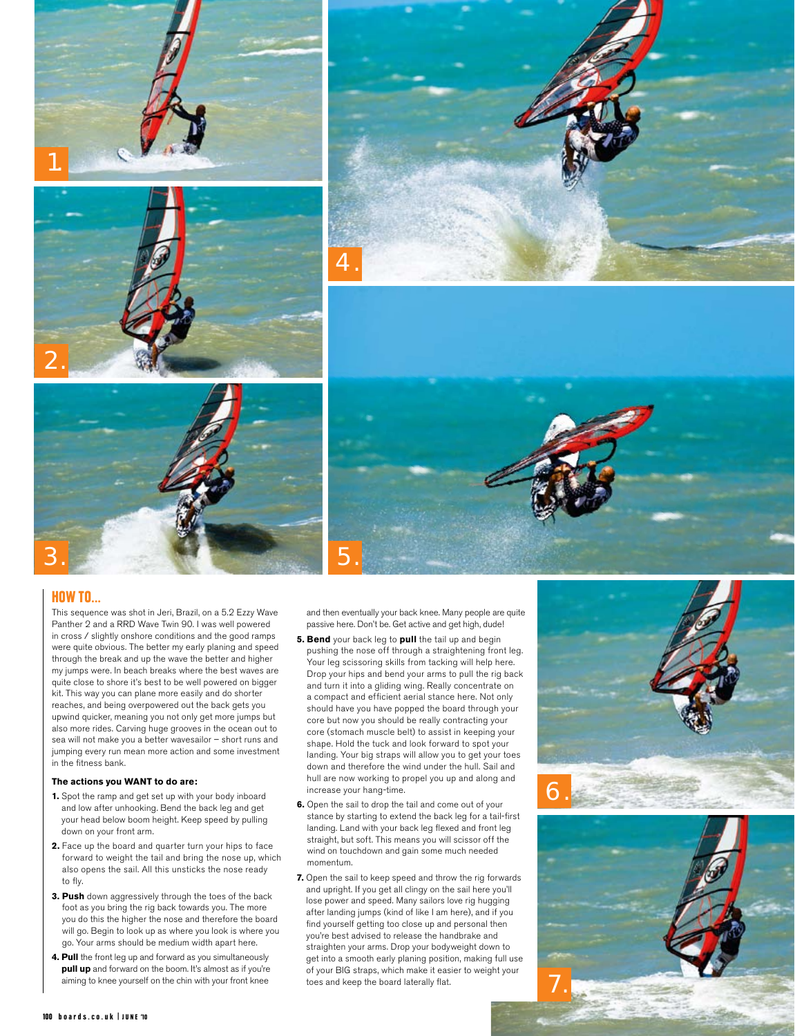## HOW TO...

This sequence was shot in Jeri, Brazil, on a 5.2 Ezzy Wave Panther 2 and a RRD Wave Twin 90. I was well powered in cross / slightly onshore conditions and the good ramps were quite obvious. The better my early planing and speed through the break and up the wave the better and higher my jumps were. In beach breaks where the best waves are quite close to shore it's best to be well powered on bigger kit. This way you can plane more easily and do shorter reaches, and being overpowered out the back gets you upwind quicker, meaning you not only get more jumps but also more rides. Carving huge grooves in the ocean out to sea will not make you a better wavesailor – short runs and jumping every run mean more action and some investment in the fitness bank.

**The actions you WANT to do are:**

1. Spot the ramp and get set up with your body inboard and low after unhooking. Bend the back leg and get your head below boom height. Keep speed by pulling down on your front arm.
2. Face up the board and quarter turn your hips to face forward to weight the tail and bring the nose up, which also opens the sail. All this unsticks the nose ready to fly.
3. **Push** down aggressively through the toes of the back foot as you bring the rig back towards you. The more you do this the higher the nose and therefore the board will go. Begin to look up as where you look is where you go. Your arms should be medium width apart here.
4. **Pull** the front leg up and forward as you simultaneously **pull up** and forward on the boom. It's almost as if you're aiming to knee yourself on the chin with your front knee and then eventually your back knee. Many people are quite passive here. Don't be. Get active and get high, dude!
5. **Bend** your back leg to **pull** the tail up and begin pushing the nose off through a straightening front leg. Your leg scissoring skills from tacking will help here. Drop your hips and bend your arms to pull the rig back and turn it into a gliding wing. Really concentrate on a compact and efficient aerial stance here. Not only should have you have popped the board through your core but now you should be really contracting your core (stomach muscle belt) to assist in keeping your shape. Hold the tuck and look forward to spot your landing. Your big straps will allow you to get your toes down and therefore the wind under the hull. Sail and hull are now working to propel you up and along and increase your hang-time.
6. Open the sail to drop the tail and come out of your stance by starting to extend the back leg for a tail-first landing. Land with your back leg flexed and front leg straight, but soft. This means you will scissor off the wind on touchdown and gain some much needed momentum.
7. Open the sail to keep speed and throw the rig forwards and upright. If you get all clingy on the sail here you'll lose power and speed. Many sailors love rig hugging after landing jumps (kind of like I am here), and if you find yourself getting too close up and personal then you're best advised to release the handbrake and straighten your arms. Drop your bodyweight down to get into a smooth early planing position, making full use of your BIG straps, which make it easier to weight your toes and keep the board laterally flat.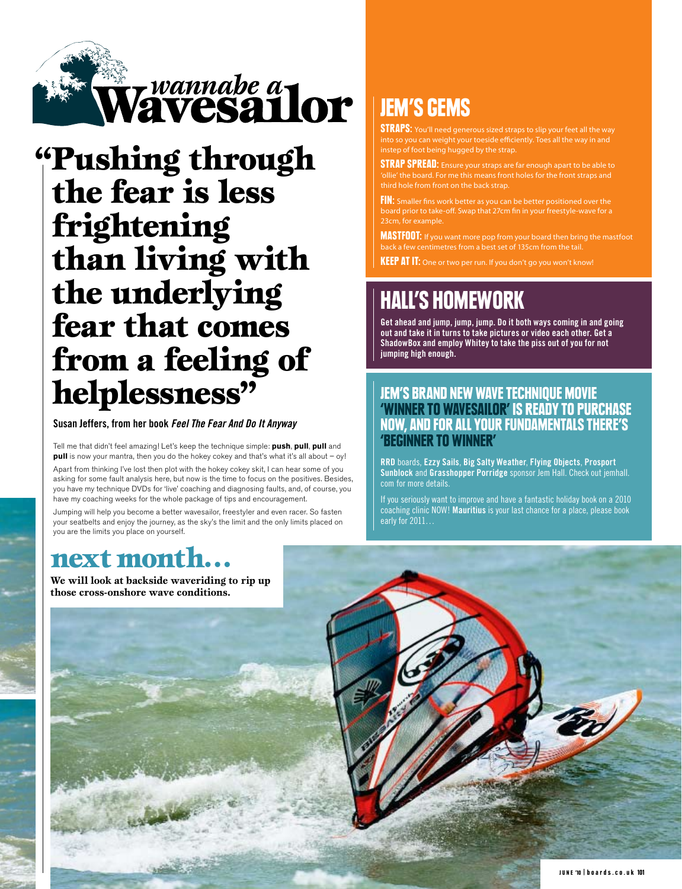# wannabe a Wavesailor

## "Pushing through the fear is less frightening than living with the underlying fear that comes from a feeling of helplessness"

**Susan Jeffers, from her book *Feel The Fear And Do It Anyway***

Tell me that didn't feel amazing! Let's keep the technique simple: **push**, **pull**, **pull** and **pull** is now your mantra, then you do the hokey cokey and that's what it's all about – oy!

Apart from thinking I've lost then plot with the hokey cokey skit, I can hear some of you asking for some fault analysis here, but now is the time to focus on the positives. Besides, you have my technique DVDs for 'live' coaching and diagnosing faults, and, of course, you have my coaching weeks for the whole package of tips and encouragement.

Jumping will help you become a better wavesailor, freestyler and even racer. So fasten your seatbelts and enjoy the journey, as the sky's the limit and the only limits placed on you are the limits you place on yourself.

## next month…

**We will look at backside waveriding to rip up those cross-onshore wave conditions.**

## JEM'S GEMS

**STRAPS:** You'll need generous sized straps to slip your feet all the way into so you can weight your toeside efficiently. Toes all the way in and instep of foot being hugged by the strap.

**STRAP SPREAD:** Ensure your straps are far enough apart to be able to 'ollie' the board. For me this means front holes for the front straps and third hole from front on the back strap.

**FIN:** Smaller fins work better as you can be better positioned over the board prior to take-off. Swap that 27cm fin in your freestyle-wave for a 23cm, for example.

**MASTFOOT:** If you want more pop from your board then bring the mastfoot back a few centimetres from a best set of 135cm from the tail.

**KEEP AT IT:** One or two per run. If you don't go you won't know!

## HALL'S HOMEWORK

**Get ahead and jump, jump, jump. Do it both ways coming in and going out and take it in turns to take pictures or video each other. Get a ShadowBox and employ Whitey to take the piss out of you for not jumping high enough.**

### JEM'S BRAND NEW WAVE TECHNIQUE MOVIE 'WINNER TO WAVESAILOR' IS READY TO PURCHASE NOW, AND FOR ALL YOUR FUNDAMENTALS THERE'S 'BEGINNER TO WINNER'

**RRD** boards, **Ezzy Sails**, **Big Salty Weather**, **Flying Objects**, **Prosport Sunblock** and **Grasshopper Porridge** sponsor Jem Hall. Check out jemhall.com for more details.

If you seriously want to improve and have a fantastic holiday book on a 2010 coaching clinic NOW! **Mauritius** is your last chance for a place, please book early for 2011…